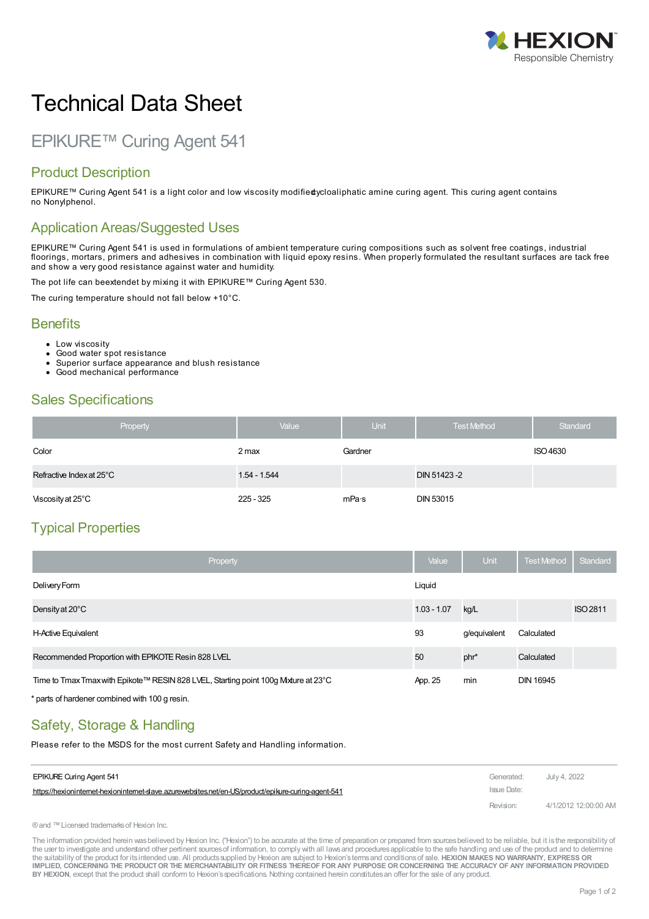# Technical Data Sheet

## EPIKURE™ Curing Agent 541

### Product Description

EPIKURE™ Curing Agent 541 is a light color and low viscosity modified cycloaliphatic amine curing agent. This curing agent contains no Nonylphenol.

### Application Areas/Suggested Uses

EPIKURE™ Curing Agent 541 is used in formulations of ambient temperature curing compositions such as solvent free coatings, industrial floorings, mortars, primers and adhesives in combination with liquid epoxy resins. When properly formulated the resultant surfaces are tack free and show a very good resistance against water and humidity.

The pot life can beextendet by mixing it with EPIKURE™ Curing Agent 530.

The curing temperature should not fall below +10°C.

### Benefits

- Low viscosity
- Good water spot resistance
- Superior surface appearance and blush resistance
- Good mechanical performance

### Sales Specifications

| Property | Value | Unit | Test Method | Standard |
|---|---|---|---|---|
| Color | 2 max | Gardner | | ISO 4630 |
| Refractive Index at 25°C | 1.54 - 1.544 | | DIN 51423 -2 | |
| Viscosity at 25°C | 225 - 325 | mPa·s | DIN 53015 | |

### Typical Properties

| Property | Value | Unit | Test Method | Standard |
|---|---|---|---|---|
| Delivery Form | Liquid | | | |
| Density at 20°C | 1.03 - 1.07 | kg/L | | ISO 2811 |
| H-Active Equivalent | 93 | g/equivalent | Calculated | |
| Recommended Proportion with EPIKOTE Resin 828 LVEL | 50 | phr* | Calculated | |
| Time to Tmax Tmax with Epikote™ RESIN 828 LVEL, Starting point 100g Mixture at 23°C | App. 25 | min | DIN 16945 | |

\* parts of hardener combined with 100 g resin.

### Safety, Storage & Handling

Please refer to the MSDS for the most current Safety and Handling information.

EPIKURE Curing Agent 541
https://hexioninternet-hexioninternet-slave.azurewebsites.net/en-US/product/epikure-curing-agent-541

Generated: July 4, 2022
Issue Date:
Revision: 4/1/2012 12:00:00 AM

® and ™ Licensed trademarks of Hexion Inc.

The information provided herein was believed by Hexion Inc. ("Hexion") to be accurate at the time of preparation or prepared from sources believed to be reliable, but it is the responsibility of the user to investigate and understand other pertinent sources of information, to comply with all laws and procedures applicable to the safe handling and use of the product and to determine the suitability of the product for its intended use. All products supplied by Hexion are subject to Hexion's terms and conditions of sale. **HEXION MAKES NO WARRANTY, EXPRESS OR IMPLIED, CONCERNING THE PRODUCT OR THE MERCHANTABILITY OR FITNESS THEREOF FOR ANY PURPOSE OR CONCERNING THE ACCURACY OF ANY INFORMATION PROVIDED BY HEXION**, except that the product shall conform to Hexion's specifications. Nothing contained herein constitutes an offer for the sale of any product.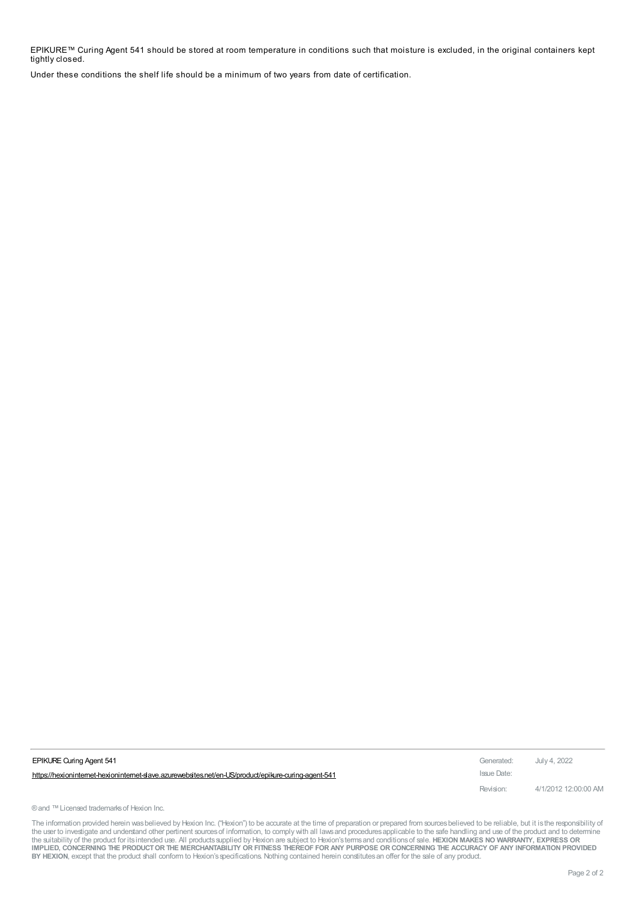EPIKURE™ Curing Agent 541 should be stored at room temperature in conditions such that moisture is excluded, in the original containers kept tightly closed.

Under these conditions the shelf life should be a minimum of two years from date of certification.

® and ™ Licensed trademarks of Hexion Inc.

The information provided herein was believed by Hexion Inc. ("Hexion") to be accurate at the time of preparation or prepared from sources believed to be reliable, but it is the responsibility of the user to investigate and understand other pertinent sources of information, to comply with all laws and procedures applicable to the safe handling and use of the product and to determine the suitability of the product for its intended use. All products supplied by Hexion are subject to Hexion's terms and conditions of sale. **HEXION MAKES NO WARRANTY, EXPRESS OR IMPLIED, CONCERNING THE PRODUCT OR THE MERCHANTABILITY OR FITNESS THEREOF FOR ANY PURPOSE OR CONCERNING THE ACCURACY OF ANY INFORMATION PROVIDED BY HEXION**, except that the product shall conform to Hexion's specifications. Nothing contained herein constitutes an offer for the sale of any product.